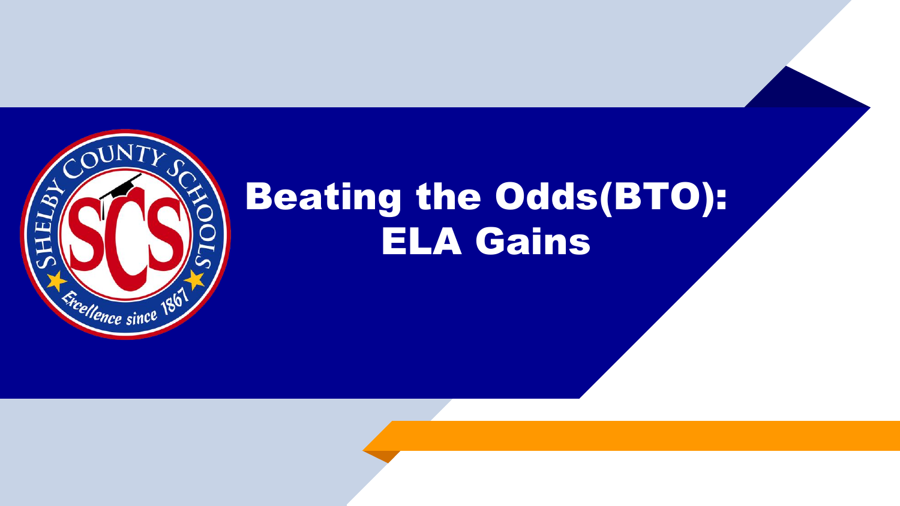# Beating the Odds(BTO): ELA Gains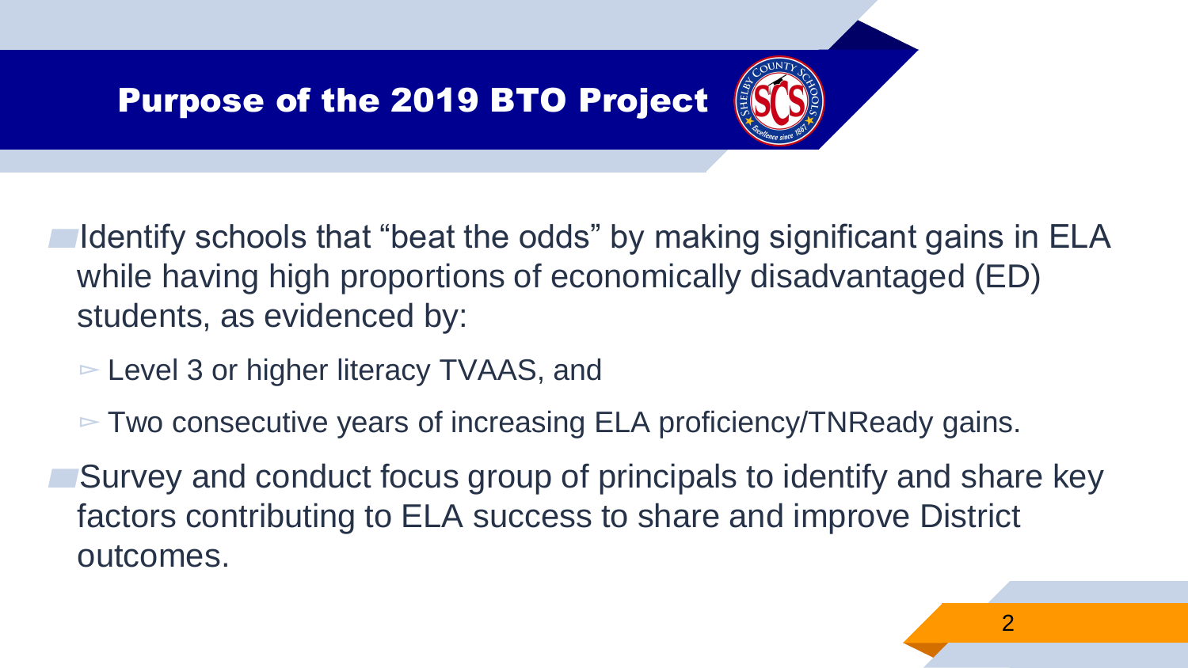# Purpose of the 2019 BTO Project

- Identify schools that “beat the odds” by making significant gains in ELA while having high proportions of economically disadvantaged (ED) students, as evidenced by:
  - Level 3 or higher literacy TVAAS, and
  - Two consecutive years of increasing ELA proficiency/TNReady gains.
- Survey and conduct focus group of principals to identify and share key factors contributing to ELA success to share and improve District outcomes.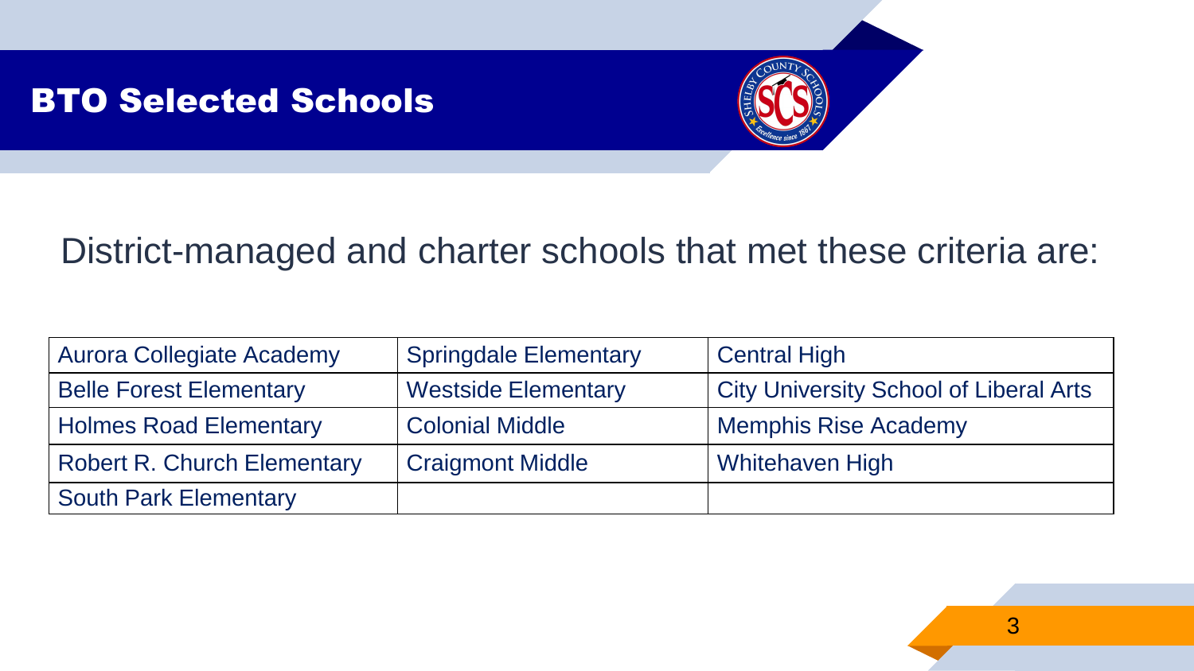# BTO Selected Schools

District-managed and charter schools that met these criteria are:

| | | |
|---|---|---|
| Aurora Collegiate Academy | Springdale Elementary | Central High |
| Belle Forest Elementary | Westside Elementary | City University School of Liberal Arts |
| Holmes Road Elementary | Colonial Middle | Memphis Rise Academy |
| Robert R. Church Elementary | Craigmont Middle | Whitehaven High |
| South Park Elementary | | |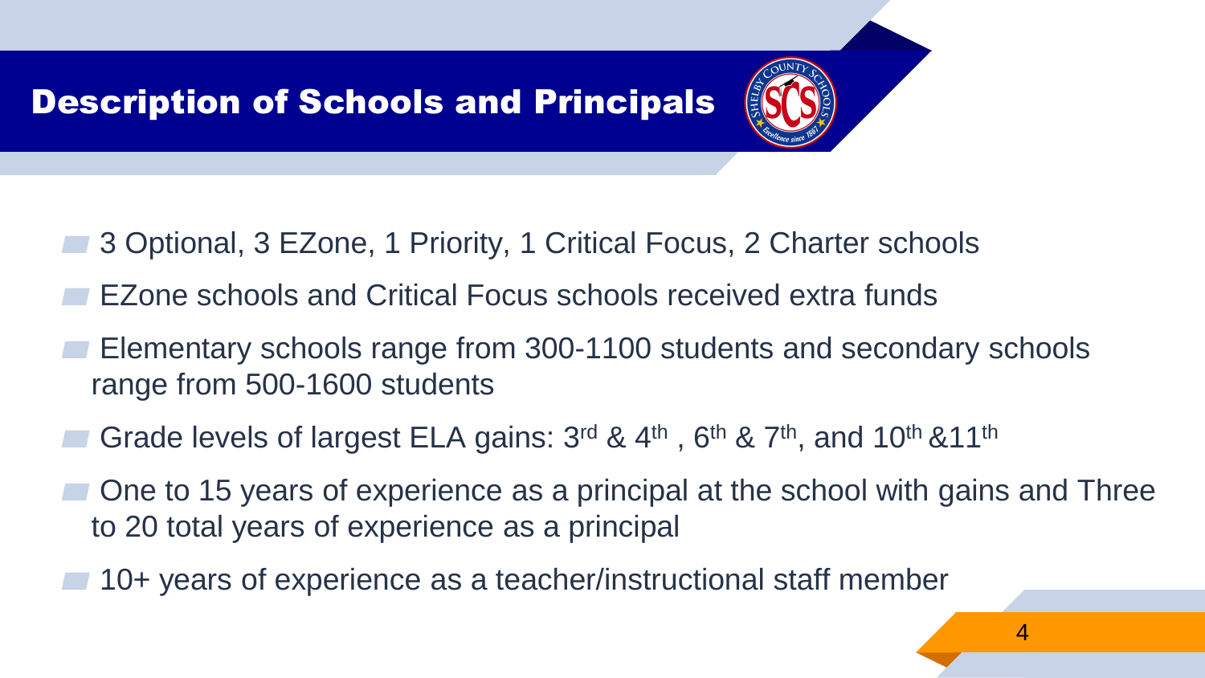# Description of Schools and Principals

- 3 Optional, 3 EZone, 1 Priority, 1 Critical Focus, 2 Charter schools
- EZone schools and Critical Focus schools received extra funds
- Elementary schools range from 300-1100 students and secondary schools range from 500-1600 students
- Grade levels of largest ELA gains: 3rd & 4th , 6th & 7th, and 10th &11th
- One to 15 years of experience as a principal at the school with gains and Three to 20 total years of experience as a principal
- 10+ years of experience as a teacher/instructional staff member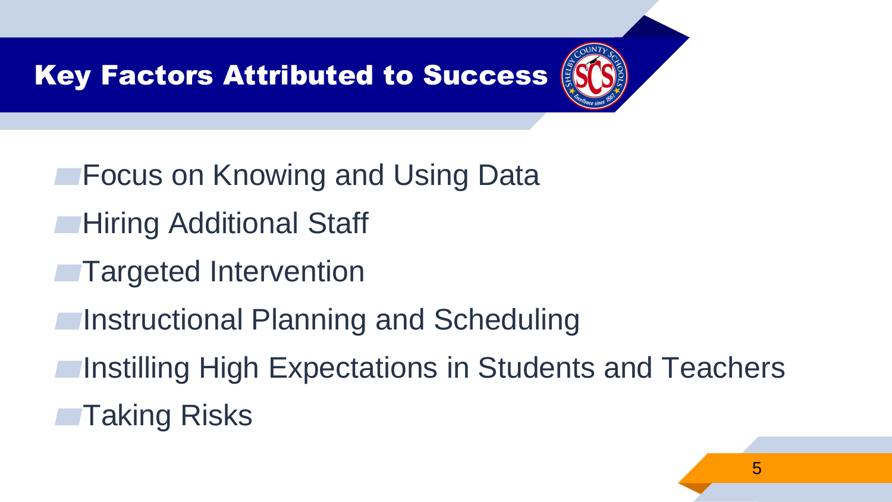# Key Factors Attributed to Success

- Focus on Knowing and Using Data
- Hiring Additional Staff
- Targeted Intervention
- Instructional Planning and Scheduling
- Instilling High Expectations in Students and Teachers
- Taking Risks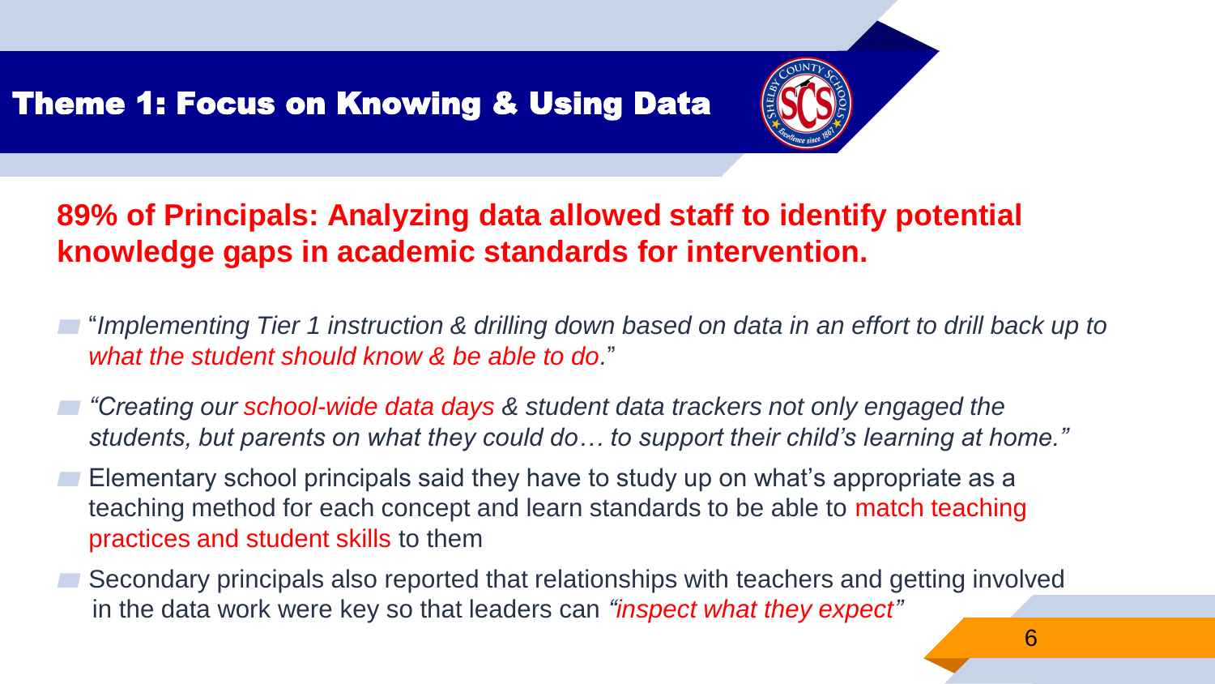## Theme 1: Focus on Knowing & Using Data

**89% of Principals: Analyzing data allowed staff to identify potential knowledge gaps in academic standards for intervention.**

- "*Implementing Tier 1 instruction & drilling down based on data in an effort to drill back up to what the student should know & be able to do.*"
- *"Creating our school-wide data days & student data trackers not only engaged the students, but parents on what they could do… to support their child's learning at home."*
- Elementary school principals said they have to study up on what's appropriate as a teaching method for each concept and learn standards to be able to match teaching practices and student skills to them
- Secondary principals also reported that relationships with teachers and getting involved in the data work were key so that leaders can *"inspect what they expect"*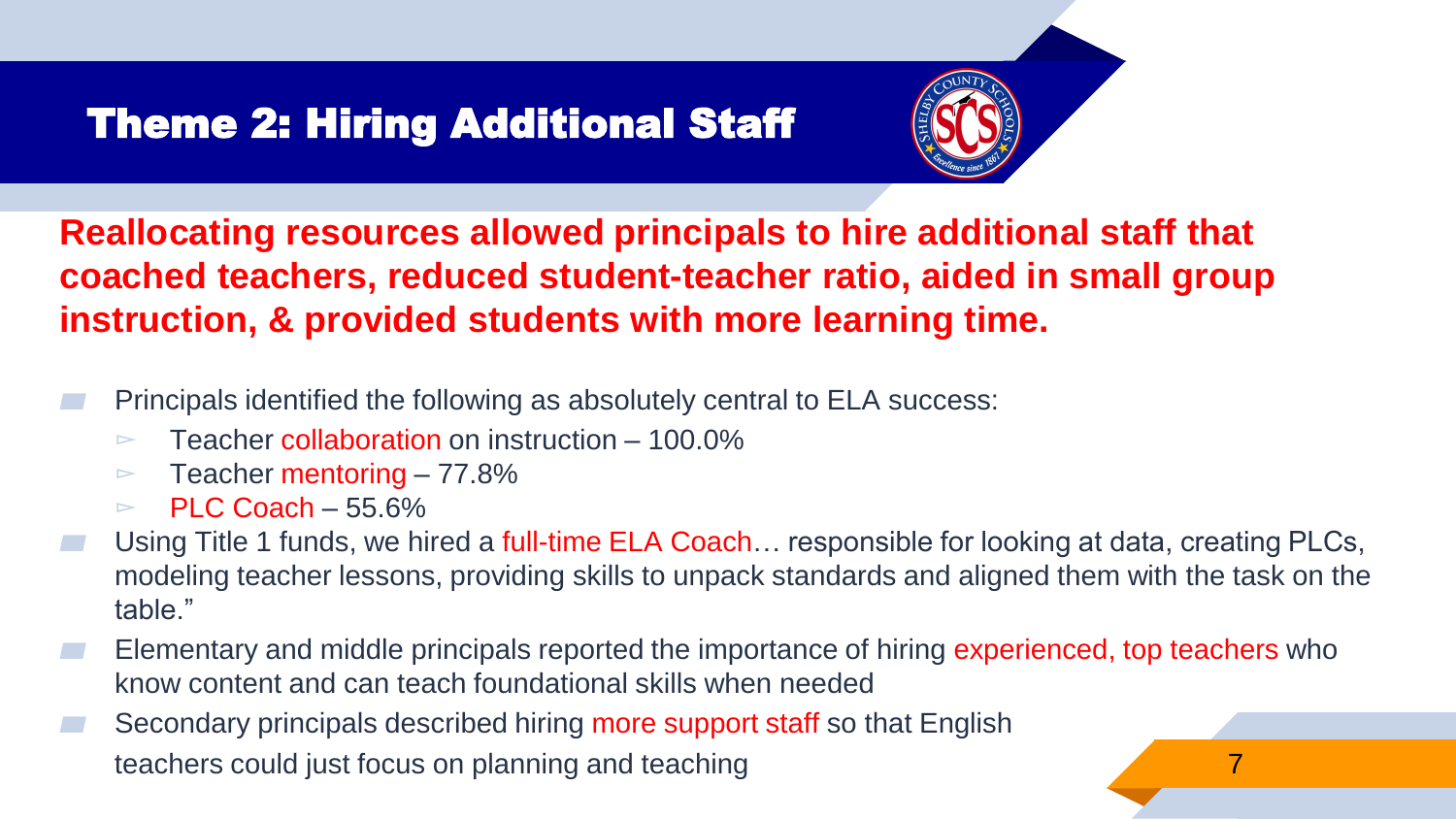# Theme 2: Hiring Additional Staff

**Reallocating resources allowed principals to hire additional staff that coached teachers, reduced student-teacher ratio, aided in small group instruction, & provided students with more learning time.**

- Principals identified the following as absolutely central to ELA success:
  - Teacher collaboration on instruction – 100.0%
  - Teacher mentoring – 77.8%
  - PLC Coach – 55.6%
- Using Title 1 funds, we hired a full-time ELA Coach… responsible for looking at data, creating PLCs, modeling teacher lessons, providing skills to unpack standards and aligned them with the task on the table."
- Elementary and middle principals reported the importance of hiring experienced, top teachers who know content and can teach foundational skills when needed
- Secondary principals described hiring more support staff so that English teachers could just focus on planning and teaching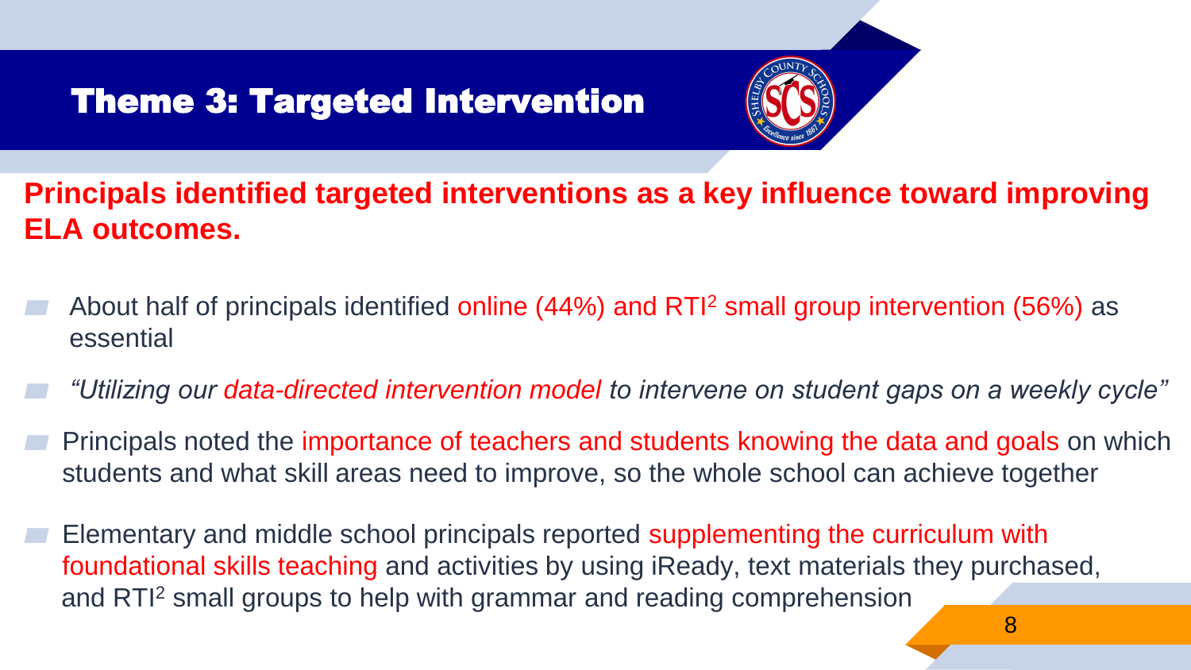# Theme 3: Targeted Intervention

**Principals identified targeted interventions as a key influence toward improving ELA outcomes.**

- About half of principals identified online (44%) and RTI[2] small group intervention (56%) as essential
- *"Utilizing our data-directed intervention model to intervene on student gaps on a weekly cycle"*
- Principals noted the importance of teachers and students knowing the data and goals on which students and what skill areas need to improve, so the whole school can achieve together
- Elementary and middle school principals reported supplementing the curriculum with foundational skills teaching and activities by using iReady, text materials they purchased, and RTI[2] small groups to help with grammar and reading comprehension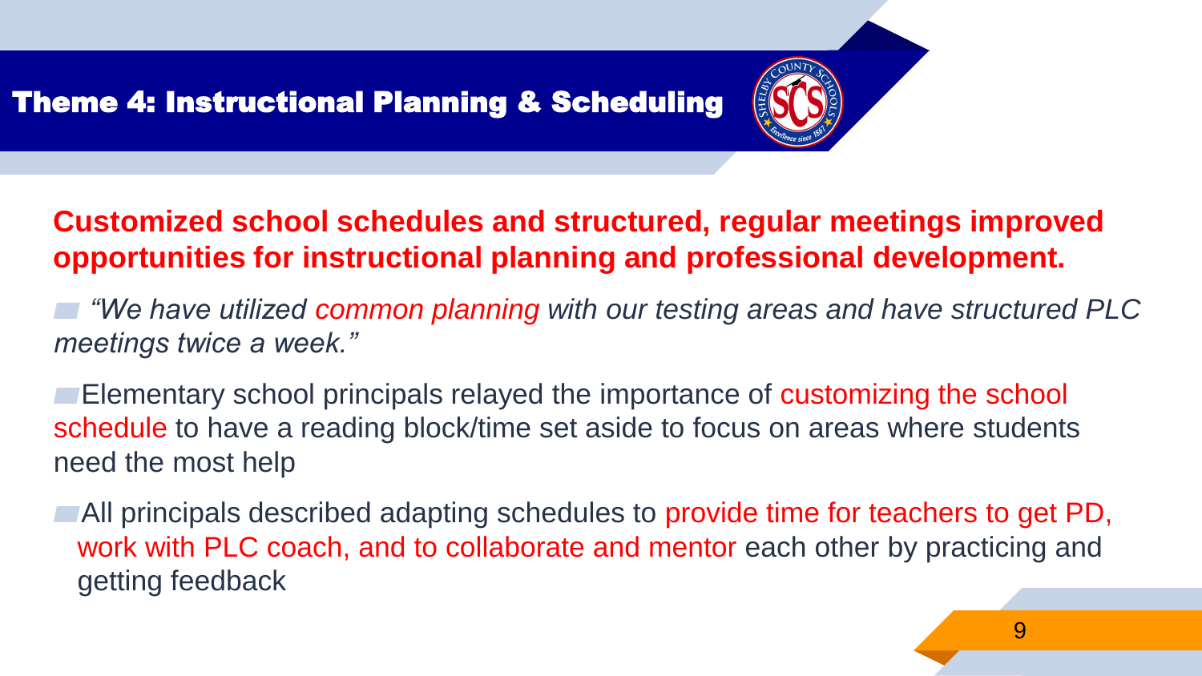# Theme 4: Instructional Planning & Scheduling

**Customized school schedules and structured, regular meetings improved opportunities for instructional planning and professional development.**

- *"We have utilized common planning with our testing areas and have structured PLC meetings twice a week."*
- Elementary school principals relayed the importance of customizing the school schedule to have a reading block/time set aside to focus on areas where students need the most help
- All principals described adapting schedules to provide time for teachers to get PD, work with PLC coach, and to collaborate and mentor each other by practicing and getting feedback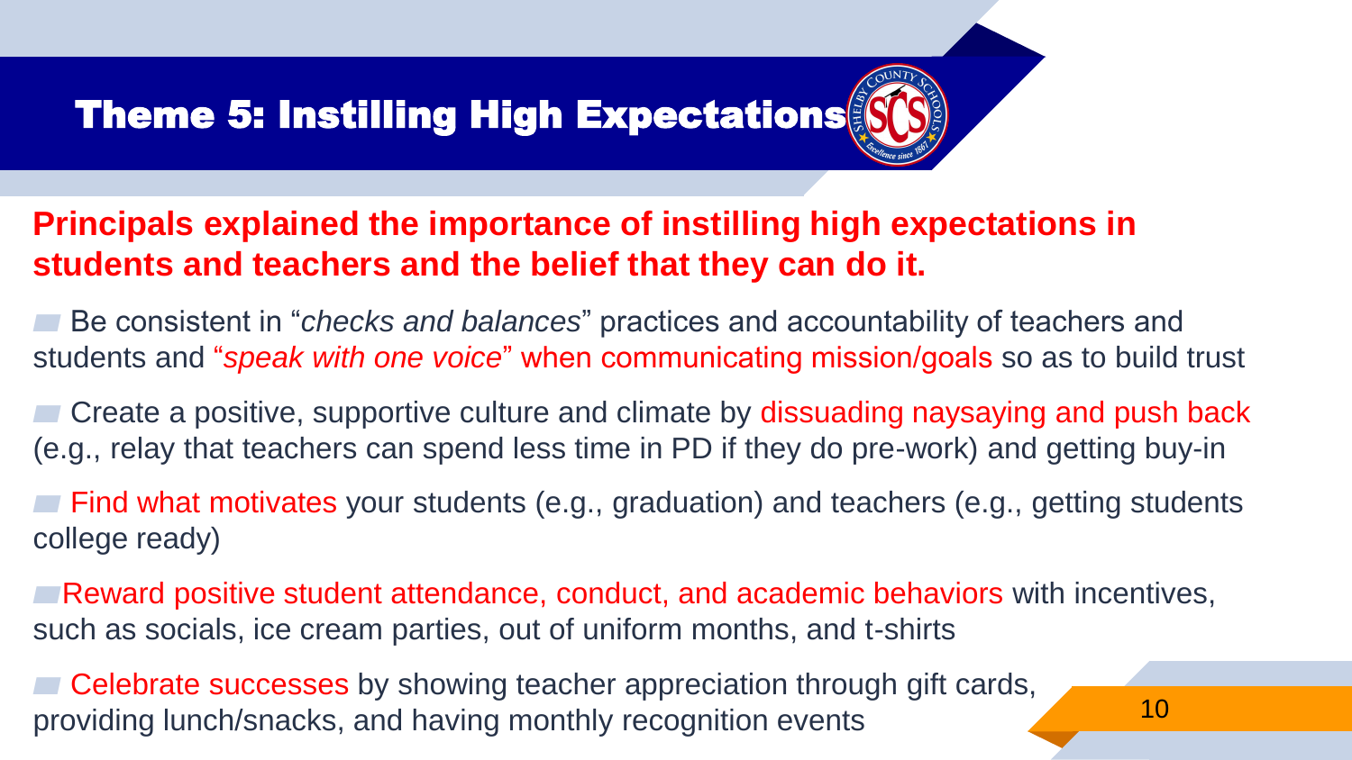# Theme 5: Instilling High Expectations

**Principals explained the importance of instilling high expectations in students and teachers and the belief that they can do it.**

- Be consistent in "*checks and balances*" practices and accountability of teachers and students and "*speak with one voice*" when communicating mission/goals so as to build trust
- Create a positive, supportive culture and climate by dissuading naysaying and push back (e.g., relay that teachers can spend less time in PD if they do pre-work) and getting buy-in
- Find what motivates your students (e.g., graduation) and teachers (e.g., getting students college ready)
- Reward positive student attendance, conduct, and academic behaviors with incentives, such as socials, ice cream parties, out of uniform months, and t-shirts
- Celebrate successes by showing teacher appreciation through gift cards, providing lunch/snacks, and having monthly recognition events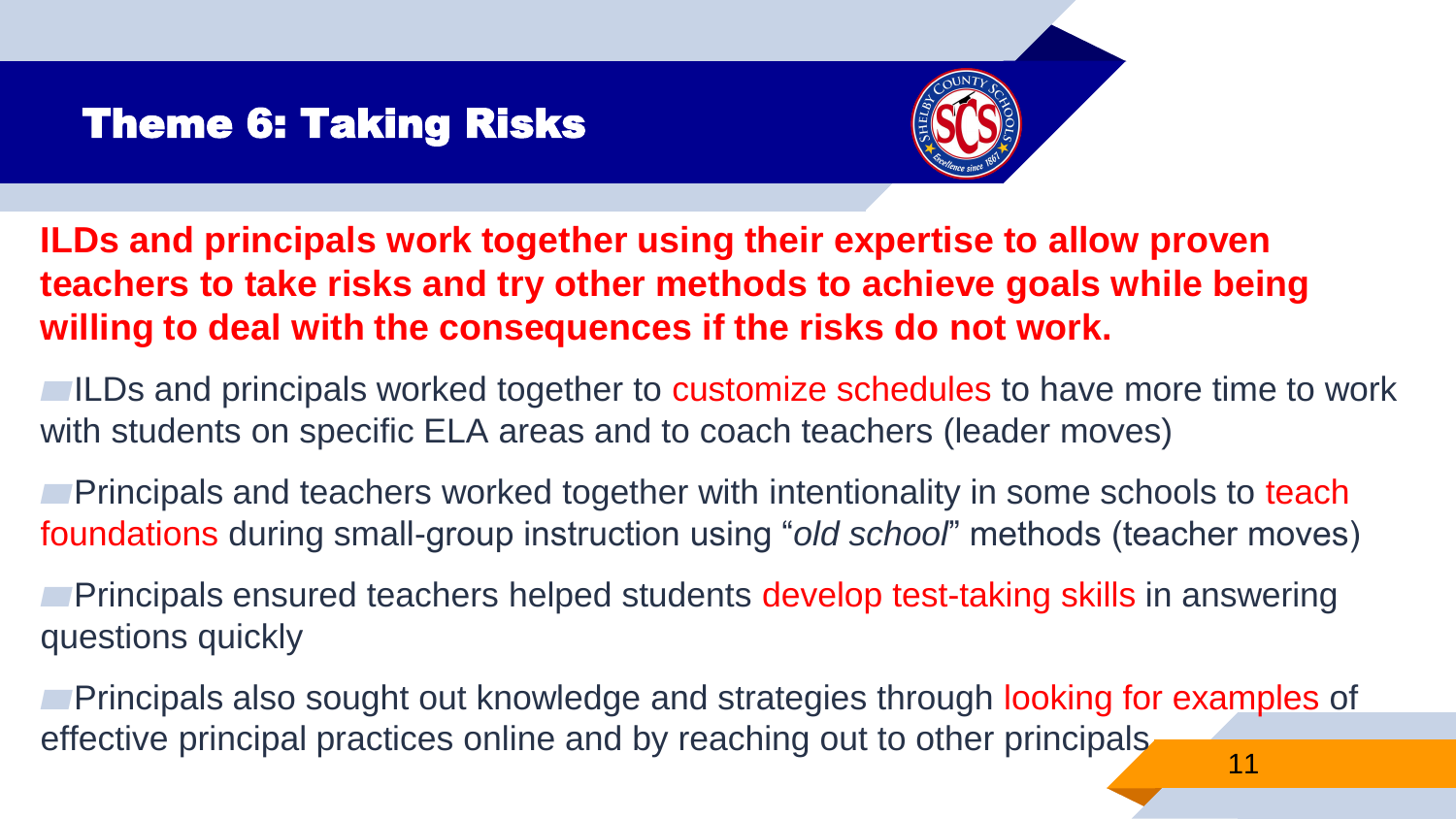# Theme 6: Taking Risks

**ILDs and principals work together using their expertise to allow proven teachers to take risks and try other methods to achieve goals while being willing to deal with the consequences if the risks do not work.**

- ILDs and principals worked together to customize schedules to have more time to work with students on specific ELA areas and to coach teachers (leader moves)
- Principals and teachers worked together with intentionality in some schools to teach foundations during small-group instruction using "*old school*" methods (teacher moves)
- Principals ensured teachers helped students develop test-taking skills in answering questions quickly
- Principals also sought out knowledge and strategies through looking for examples of effective principal practices online and by reaching out to other principals